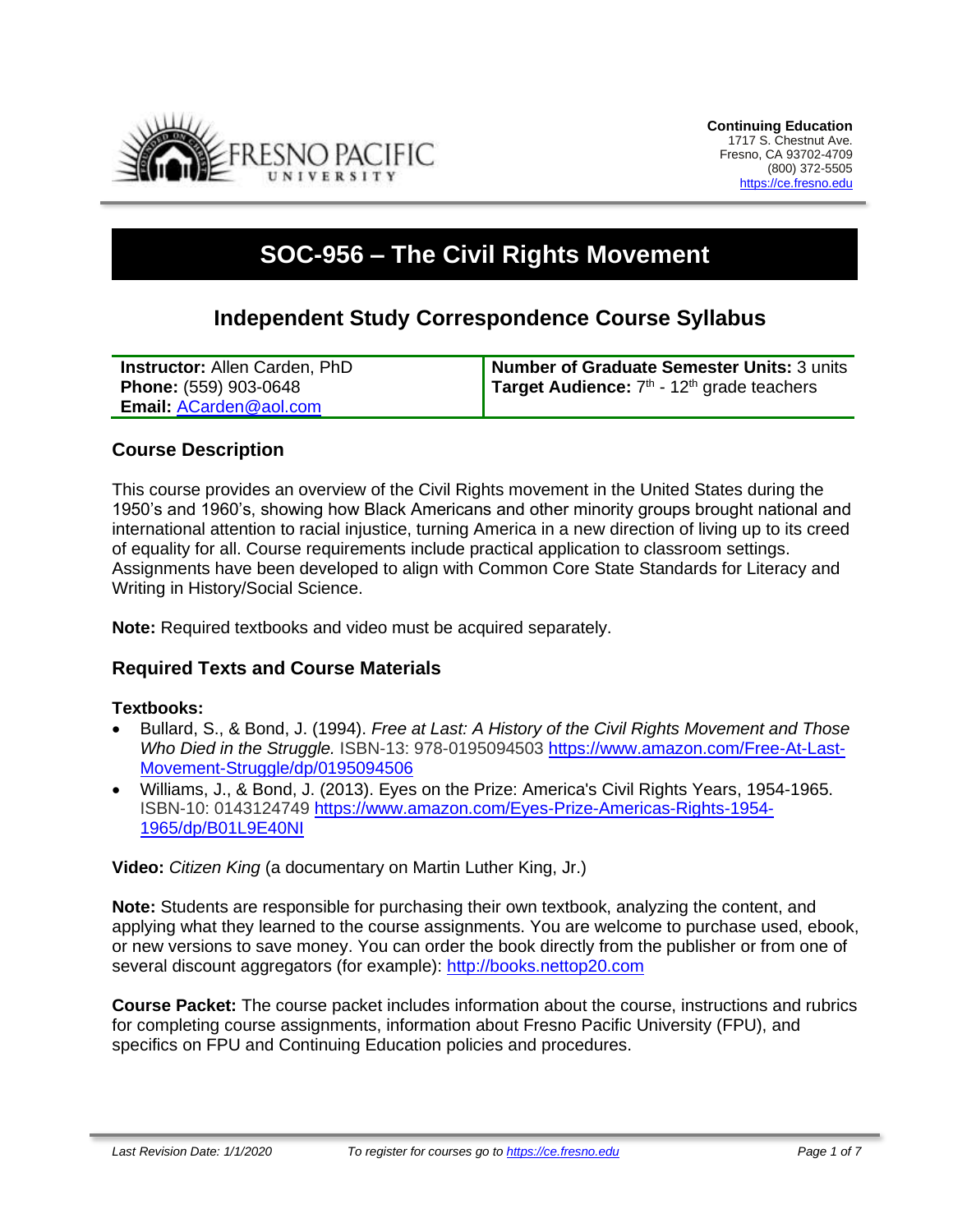**Continuing Education**
1717 S. Chestnut Ave.
Fresno, CA 93702-4709
(800) 372-5505
https://ce.fresno.edu

# SOC-956 – The Civil Rights Movement

## Independent Study Correspondence Course Syllabus

| **Instructor:** Allen Carden, PhD<br>**Phone:** (559) 903-0648<br>**Email:** ACarden@aol.com | **Number of Graduate Semester Units:** 3 units<br>**Target Audience:** 7th - 12th grade teachers |
|---|---|

### Course Description

This course provides an overview of the Civil Rights movement in the United States during the 1950's and 1960's, showing how Black Americans and other minority groups brought national and international attention to racial injustice, turning America in a new direction of living up to its creed of equality for all. Course requirements include practical application to classroom settings. Assignments have been developed to align with Common Core State Standards for Literacy and Writing in History/Social Science.

**Note:** Required textbooks and video must be acquired separately.

### Required Texts and Course Materials

**Textbooks:**

- Bullard, S., & Bond, J. (1994). *Free at Last: A History of the Civil Rights Movement and Those Who Died in the Struggle.* ISBN-13: 978-0195094503 https://www.amazon.com/Free-At-Last-Movement-Struggle/dp/0195094506
- Williams, J., & Bond, J. (2013). Eyes on the Prize: America's Civil Rights Years, 1954-1965. ISBN-10: 0143124749 https://www.amazon.com/Eyes-Prize-Americas-Rights-1954-1965/dp/B01L9E40NI

**Video:** *Citizen King* (a documentary on Martin Luther King, Jr.)

**Note:** Students are responsible for purchasing their own textbook, analyzing the content, and applying what they learned to the course assignments. You are welcome to purchase used, ebook, or new versions to save money. You can order the book directly from the publisher or from one of several discount aggregators (for example): http://books.nettop20.com

**Course Packet:** The course packet includes information about the course, instructions and rubrics for completing course assignments, information about Fresno Pacific University (FPU), and specifics on FPU and Continuing Education policies and procedures.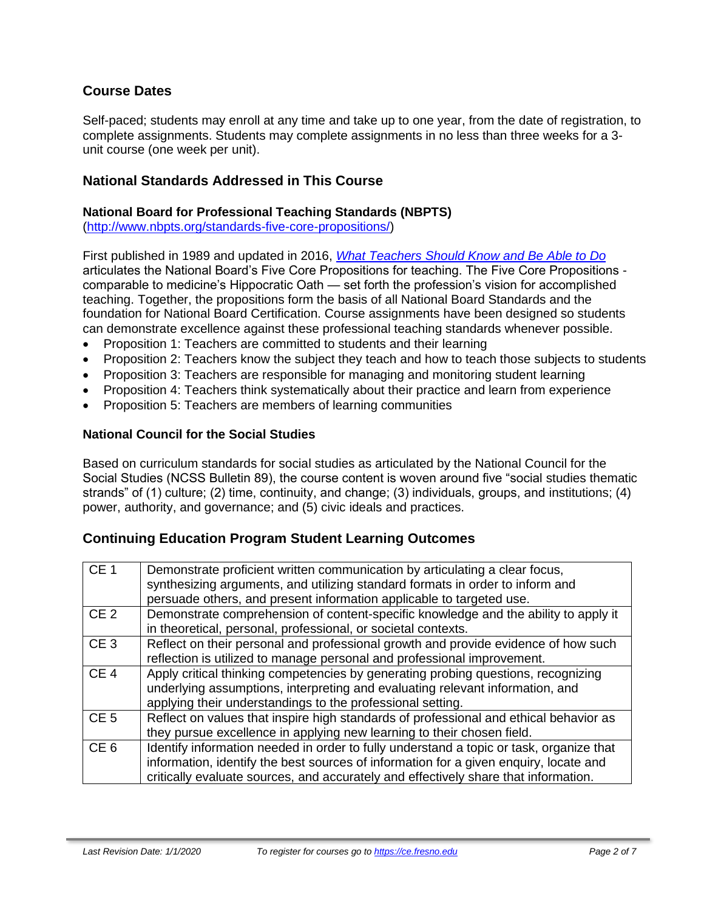## Course Dates

Self-paced; students may enroll at any time and take up to one year, from the date of registration, to complete assignments. Students may complete assignments in no less than three weeks for a 3-unit course (one week per unit).

## National Standards Addressed in This Course

### National Board for Professional Teaching Standards (NBPTS)

(http://www.nbpts.org/standards-five-core-propositions/)

First published in 1989 and updated in 2016, *What Teachers Should Know and Be Able to Do* articulates the National Board's Five Core Propositions for teaching. The Five Core Propositions - comparable to medicine's Hippocratic Oath — set forth the profession's vision for accomplished teaching. Together, the propositions form the basis of all National Board Standards and the foundation for National Board Certification. Course assignments have been designed so students can demonstrate excellence against these professional teaching standards whenever possible.

- Proposition 1: Teachers are committed to students and their learning
- Proposition 2: Teachers know the subject they teach and how to teach those subjects to students
- Proposition 3: Teachers are responsible for managing and monitoring student learning
- Proposition 4: Teachers think systematically about their practice and learn from experience
- Proposition 5: Teachers are members of learning communities

### National Council for the Social Studies

Based on curriculum standards for social studies as articulated by the National Council for the Social Studies (NCSS Bulletin 89), the course content is woven around five "social studies thematic strands" of (1) culture; (2) time, continuity, and change; (3) individuals, groups, and institutions; (4) power, authority, and governance; and (5) civic ideals and practices.

## Continuing Education Program Student Learning Outcomes

| | |
|---|---|
| CE 1 | Demonstrate proficient written communication by articulating a clear focus, synthesizing arguments, and utilizing standard formats in order to inform and persuade others, and present information applicable to targeted use. |
| CE 2 | Demonstrate comprehension of content-specific knowledge and the ability to apply it in theoretical, personal, professional, or societal contexts. |
| CE 3 | Reflect on their personal and professional growth and provide evidence of how such reflection is utilized to manage personal and professional improvement. |
| CE 4 | Apply critical thinking competencies by generating probing questions, recognizing underlying assumptions, interpreting and evaluating relevant information, and applying their understandings to the professional setting. |
| CE 5 | Reflect on values that inspire high standards of professional and ethical behavior as they pursue excellence in applying new learning to their chosen field. |
| CE 6 | Identify information needed in order to fully understand a topic or task, organize that information, identify the best sources of information for a given enquiry, locate and critically evaluate sources, and accurately and effectively share that information. |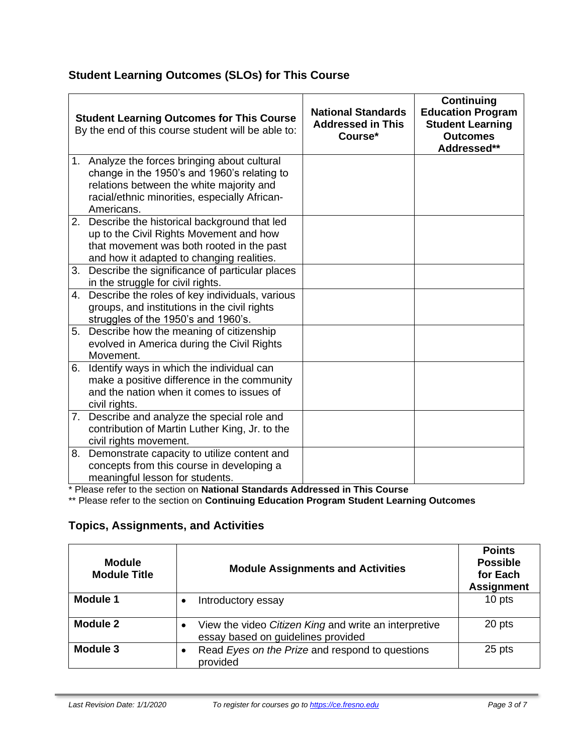## Student Learning Outcomes (SLOs) for This Course

| **Student Learning Outcomes for This Course** By the end of this course student will be able to: | **National Standards Addressed in This Course*** | **Continuing Education Program Student Learning Outcomes Addressed**** |
|---|---|---|
| 1. Analyze the forces bringing about cultural change in the 1950's and 1960's relating to relations between the white majority and racial/ethnic minorities, especially African-Americans. | | |
| 2. Describe the historical background that led up to the Civil Rights Movement and how that movement was both rooted in the past and how it adapted to changing realities. | | |
| 3. Describe the significance of particular places in the struggle for civil rights. | | |
| 4. Describe the roles of key individuals, various groups, and institutions in the civil rights struggles of the 1950's and 1960's. | | |
| 5. Describe how the meaning of citizenship evolved in America during the Civil Rights Movement. | | |
| 6. Identify ways in which the individual can make a positive difference in the community and the nation when it comes to issues of civil rights. | | |
| 7. Describe and analyze the special role and contribution of Martin Luther King, Jr. to the civil rights movement. | | |
| 8. Demonstrate capacity to utilize content and concepts from this course in developing a meaningful lesson for students. | | |

\* Please refer to the section on **National Standards Addressed in This Course**

\** Please refer to the section on **Continuing Education Program Student Learning Outcomes**

## Topics, Assignments, and Activities

| **Module Module Title** | **Module Assignments and Activities** | **Points Possible for Each Assignment** |
|---|---|---|
| **Module 1** | • Introductory essay | 10 pts |
| **Module 2** | • View the video *Citizen King* and write an interpretive essay based on guidelines provided | 20 pts |
| **Module 3** | • Read *Eyes on the Prize* and respond to questions provided | 25 pts |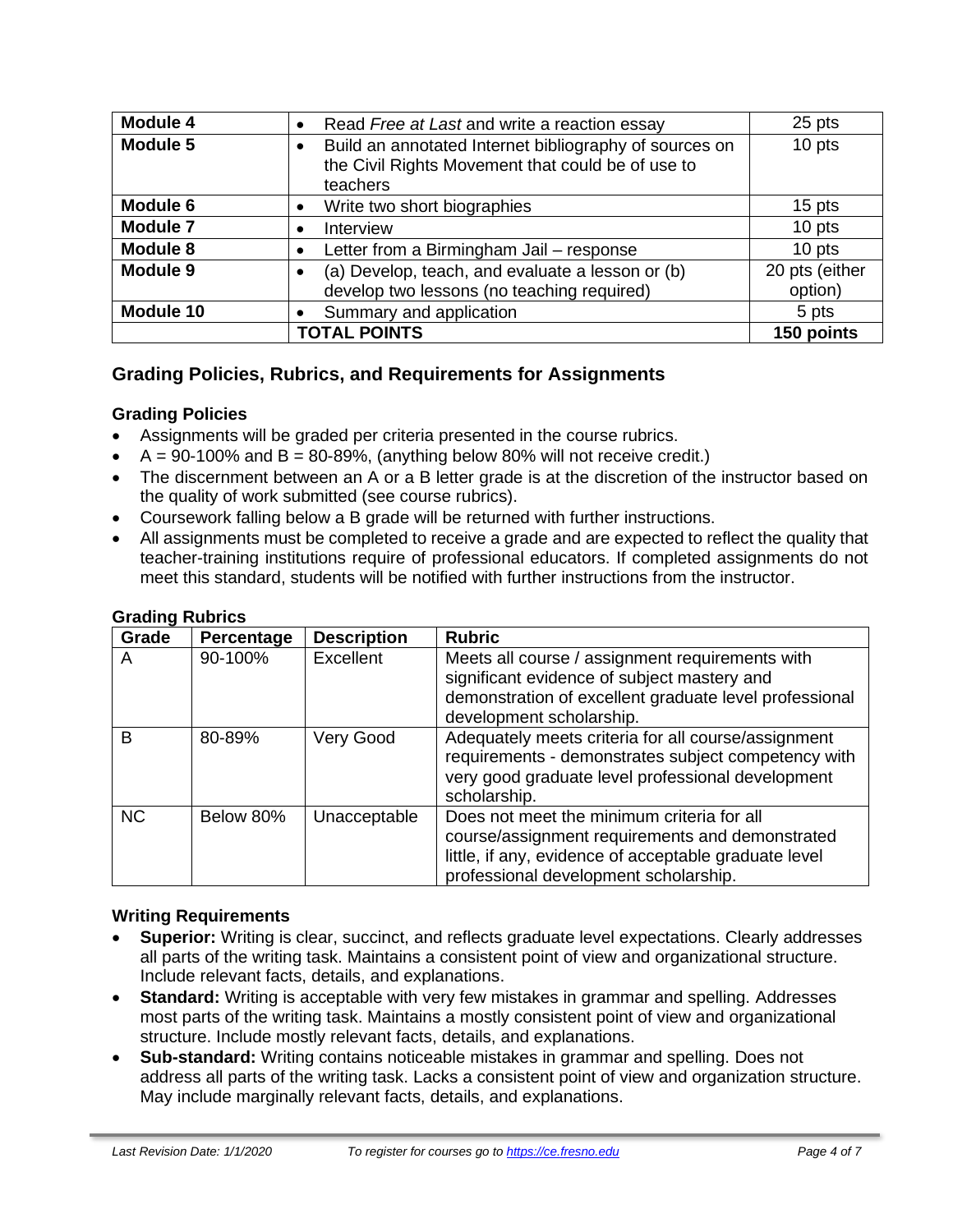| | | |
|---|---|---|
| **Module 4** | • Read *Free at Last* and write a reaction essay | 25 pts |
| **Module 5** | • Build an annotated Internet bibliography of sources on the Civil Rights Movement that could be of use to teachers | 10 pts |
| **Module 6** | • Write two short biographies | 15 pts |
| **Module 7** | • Interview | 10 pts |
| **Module 8** | • Letter from a Birmingham Jail – response | 10 pts |
| **Module 9** | • (a) Develop, teach, and evaluate a lesson or (b) develop two lessons (no teaching required) | 20 pts (either option) |
| **Module 10** | • Summary and application | 5 pts |
| | **TOTAL POINTS** | **150 points** |

## Grading Policies, Rubrics, and Requirements for Assignments

### Grading Policies

- Assignments will be graded per criteria presented in the course rubrics.
- A = 90-100% and B = 80-89%, (anything below 80% will not receive credit.)
- The discernment between an A or a B letter grade is at the discretion of the instructor based on the quality of work submitted (see course rubrics).
- Coursework falling below a B grade will be returned with further instructions.
- All assignments must be completed to receive a grade and are expected to reflect the quality that teacher-training institutions require of professional educators. If completed assignments do not meet this standard, students will be notified with further instructions from the instructor.

### Grading Rubrics

| Grade | Percentage | Description | Rubric |
|---|---|---|---|
| A | 90-100% | Excellent | Meets all course / assignment requirements with significant evidence of subject mastery and demonstration of excellent graduate level professional development scholarship. |
| B | 80-89% | Very Good | Adequately meets criteria for all course/assignment requirements - demonstrates subject competency with very good graduate level professional development scholarship. |
| NC | Below 80% | Unacceptable | Does not meet the minimum criteria for all course/assignment requirements and demonstrated little, if any, evidence of acceptable graduate level professional development scholarship. |

### Writing Requirements

- **Superior:** Writing is clear, succinct, and reflects graduate level expectations. Clearly addresses all parts of the writing task. Maintains a consistent point of view and organizational structure. Include relevant facts, details, and explanations.
- **Standard:** Writing is acceptable with very few mistakes in grammar and spelling. Addresses most parts of the writing task. Maintains a mostly consistent point of view and organizational structure. Include mostly relevant facts, details, and explanations.
- **Sub-standard:** Writing contains noticeable mistakes in grammar and spelling. Does not address all parts of the writing task. Lacks a consistent point of view and organization structure. May include marginally relevant facts, details, and explanations.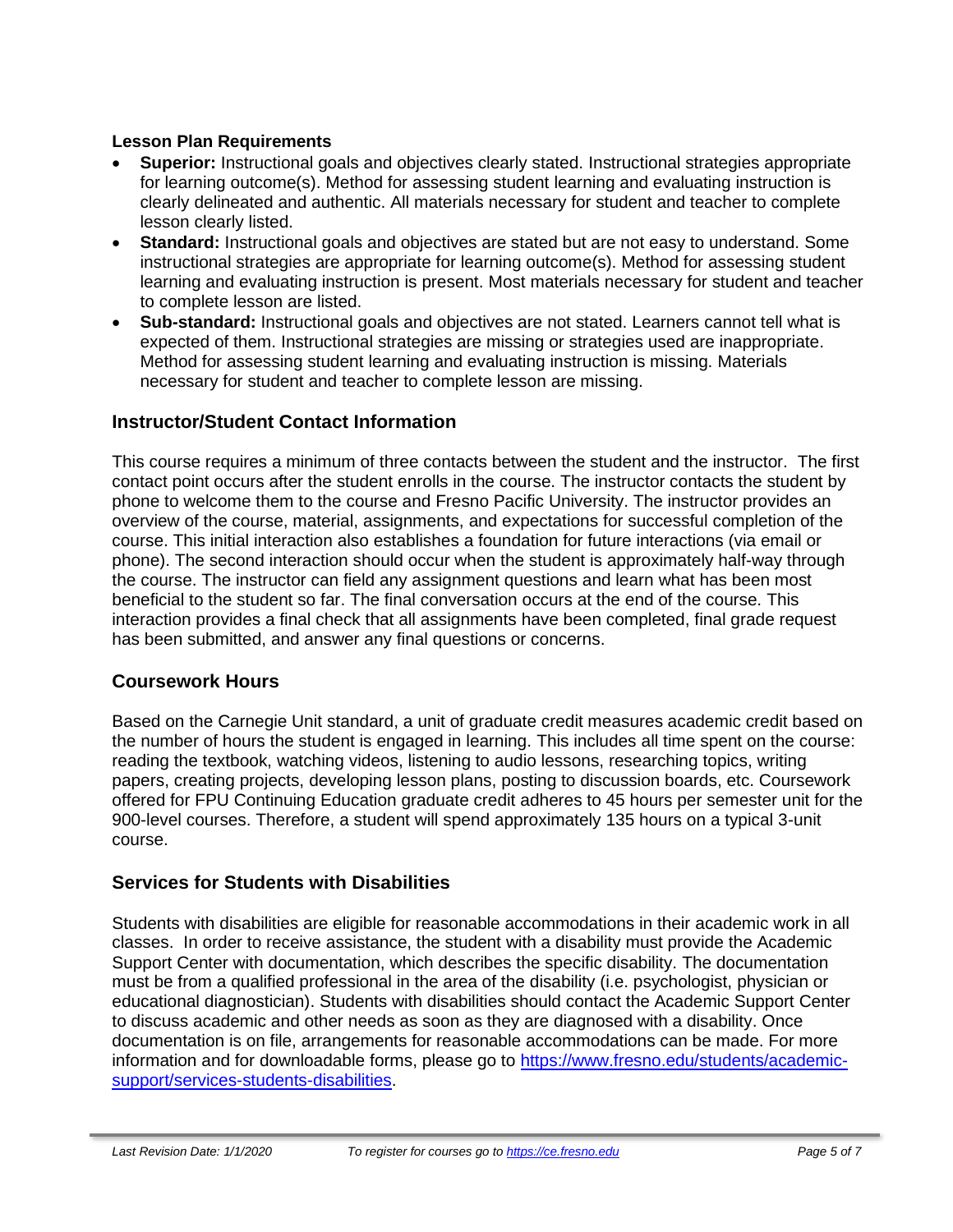**Lesson Plan Requirements**

- **Superior:** Instructional goals and objectives clearly stated. Instructional strategies appropriate for learning outcome(s). Method for assessing student learning and evaluating instruction is clearly delineated and authentic. All materials necessary for student and teacher to complete lesson clearly listed.
- **Standard:** Instructional goals and objectives are stated but are not easy to understand. Some instructional strategies are appropriate for learning outcome(s). Method for assessing student learning and evaluating instruction is present. Most materials necessary for student and teacher to complete lesson are listed.
- **Sub-standard:** Instructional goals and objectives are not stated. Learners cannot tell what is expected of them. Instructional strategies are missing or strategies used are inappropriate. Method for assessing student learning and evaluating instruction is missing. Materials necessary for student and teacher to complete lesson are missing.

## Instructor/Student Contact Information

This course requires a minimum of three contacts between the student and the instructor. The first contact point occurs after the student enrolls in the course. The instructor contacts the student by phone to welcome them to the course and Fresno Pacific University. The instructor provides an overview of the course, material, assignments, and expectations for successful completion of the course. This initial interaction also establishes a foundation for future interactions (via email or phone). The second interaction should occur when the student is approximately half-way through the course. The instructor can field any assignment questions and learn what has been most beneficial to the student so far. The final conversation occurs at the end of the course. This interaction provides a final check that all assignments have been completed, final grade request has been submitted, and answer any final questions or concerns.

## Coursework Hours

Based on the Carnegie Unit standard, a unit of graduate credit measures academic credit based on the number of hours the student is engaged in learning. This includes all time spent on the course: reading the textbook, watching videos, listening to audio lessons, researching topics, writing papers, creating projects, developing lesson plans, posting to discussion boards, etc. Coursework offered for FPU Continuing Education graduate credit adheres to 45 hours per semester unit for the 900-level courses. Therefore, a student will spend approximately 135 hours on a typical 3-unit course.

## Services for Students with Disabilities

Students with disabilities are eligible for reasonable accommodations in their academic work in all classes. In order to receive assistance, the student with a disability must provide the Academic Support Center with documentation, which describes the specific disability. The documentation must be from a qualified professional in the area of the disability (i.e. psychologist, physician or educational diagnostician). Students with disabilities should contact the Academic Support Center to discuss academic and other needs as soon as they are diagnosed with a disability. Once documentation is on file, arrangements for reasonable accommodations can be made. For more information and for downloadable forms, please go to [https://www.fresno.edu/students/academic-support/services-students-disabilities](https://www.fresno.edu/students/academic-support/services-students-disabilities).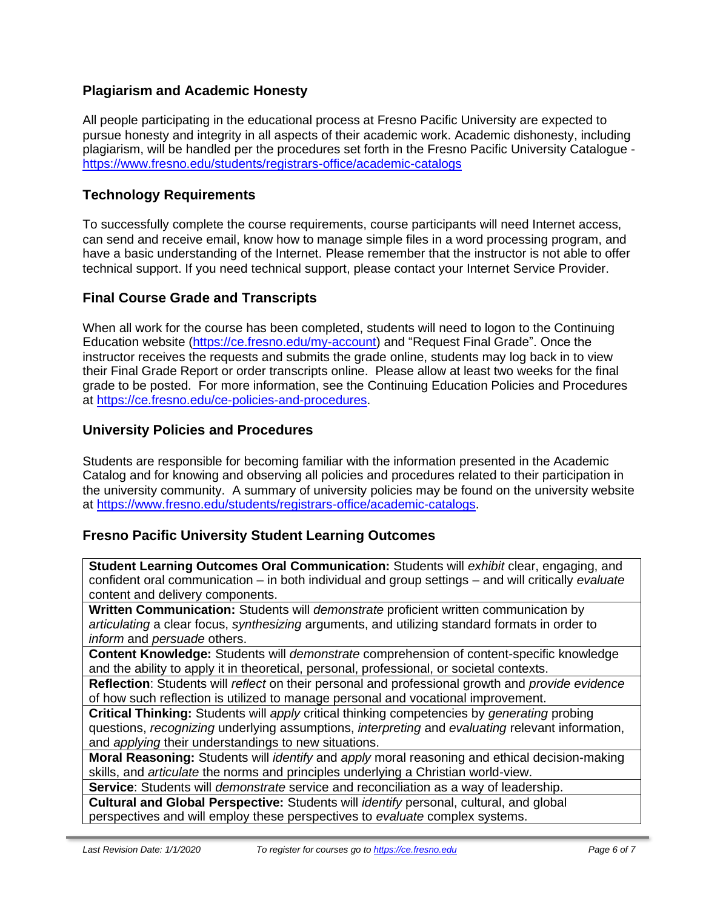## Plagiarism and Academic Honesty

All people participating in the educational process at Fresno Pacific University are expected to pursue honesty and integrity in all aspects of their academic work. Academic dishonesty, including plagiarism, will be handled per the procedures set forth in the Fresno Pacific University Catalogue - https://www.fresno.edu/students/registrars-office/academic-catalogs

## Technology Requirements

To successfully complete the course requirements, course participants will need Internet access, can send and receive email, know how to manage simple files in a word processing program, and have a basic understanding of the Internet. Please remember that the instructor is not able to offer technical support. If you need technical support, please contact your Internet Service Provider.

## Final Course Grade and Transcripts

When all work for the course has been completed, students will need to logon to the Continuing Education website (https://ce.fresno.edu/my-account) and "Request Final Grade". Once the instructor receives the requests and submits the grade online, students may log back in to view their Final Grade Report or order transcripts online. Please allow at least two weeks for the final grade to be posted. For more information, see the Continuing Education Policies and Procedures at https://ce.fresno.edu/ce-policies-and-procedures.

## University Policies and Procedures

Students are responsible for becoming familiar with the information presented in the Academic Catalog and for knowing and observing all policies and procedures related to their participation in the university community. A summary of university policies may be found on the university website at https://www.fresno.edu/students/registrars-office/academic-catalogs.

## Fresno Pacific University Student Learning Outcomes

| |
|---|
| **Student Learning Outcomes Oral Communication:** Students will *exhibit* clear, engaging, and confident oral communication – in both individual and group settings – and will critically *evaluate* content and delivery components. |
| **Written Communication:** Students will *demonstrate* proficient written communication by *articulating* a clear focus, *synthesizing* arguments, and utilizing standard formats in order to *inform* and *persuade* others. |
| **Content Knowledge:** Students will *demonstrate* comprehension of content-specific knowledge and the ability to apply it in theoretical, personal, professional, or societal contexts. |
| **Reflection**: Students will *reflect* on their personal and professional growth and *provide evidence* of how such reflection is utilized to manage personal and vocational improvement. |
| **Critical Thinking:** Students will *apply* critical thinking competencies by *generating* probing questions, *recognizing* underlying assumptions, *interpreting* and *evaluating* relevant information, and *applying* their understandings to new situations. |
| **Moral Reasoning:** Students will *identify* and *apply* moral reasoning and ethical decision-making skills, and *articulate* the norms and principles underlying a Christian world-view. |
| **Service**: Students will *demonstrate* service and reconciliation as a way of leadership. |
| **Cultural and Global Perspective:** Students will *identify* personal, cultural, and global perspectives and will employ these perspectives to *evaluate* complex systems. |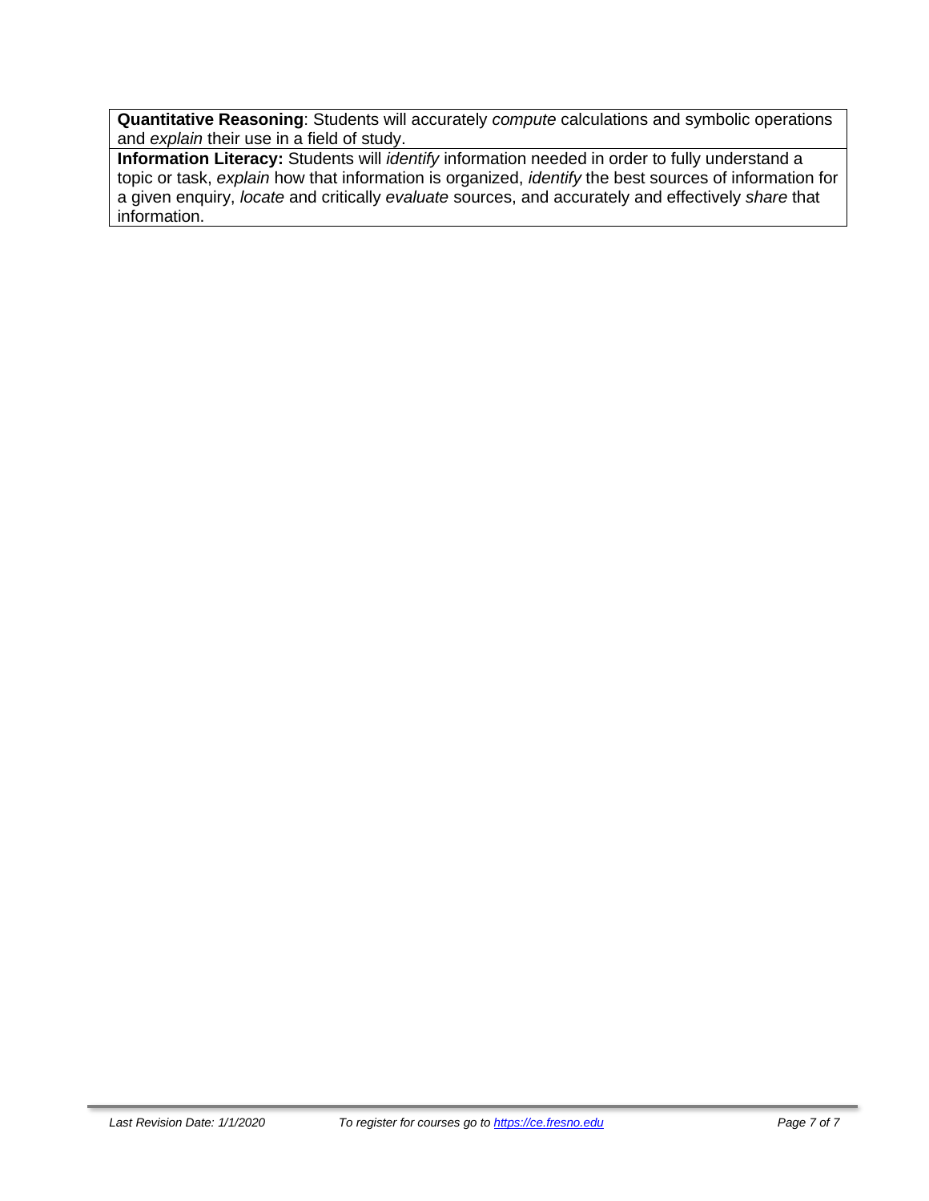| |
| --- |
| **Quantitative Reasoning**: Students will accurately *compute* calculations and symbolic operations and *explain* their use in a field of study. |
| **Information Literacy:** Students will *identify* information needed in order to fully understand a topic or task, *explain* how that information is organized, *identify* the best sources of information for a given enquiry, *locate* and critically *evaluate* sources, and accurately and effectively *share* that information. |